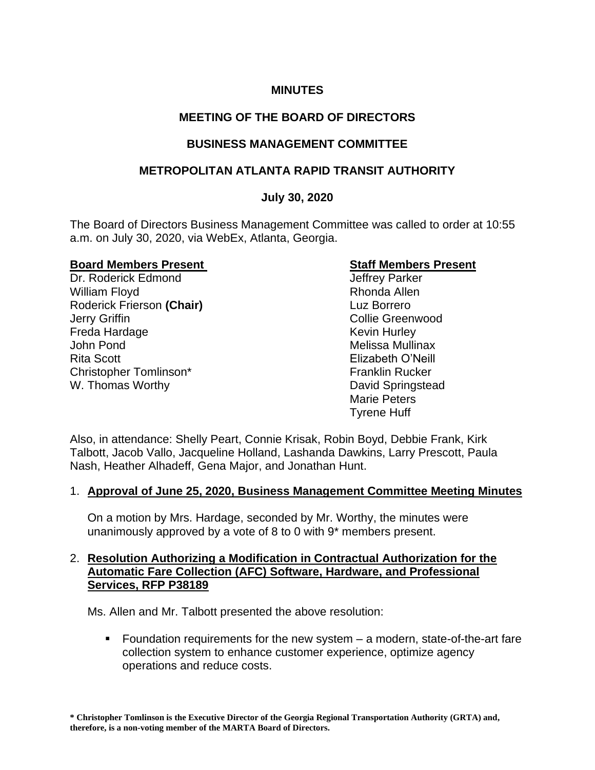**MINUTES**

**MEETING OF THE BOARD OF DIRECTORS**

**BUSINESS MANAGEMENT COMMITTEE**

**METROPOLITAN ATLANTA RAPID TRANSIT AUTHORITY**

**July 30, 2020**

The Board of Directors Business Management Committee was called to order at 10:55 a.m. on July 30, 2020, via WebEx, Atlanta, Georgia.

**Board Members Present**

Dr. Roderick Edmond
William Floyd
Roderick Frierson **(Chair)**
Jerry Griffin
Freda Hardage
John Pond
Rita Scott
Christopher Tomlinson*
W. Thomas Worthy

**Staff Members Present**

Jeffrey Parker
Rhonda Allen
Luz Borrero
Collie Greenwood
Kevin Hurley
Melissa Mullinax
Elizabeth O'Neill
Franklin Rucker
David Springstead
Marie Peters
Tyrene Huff

Also, in attendance: Shelly Peart, Connie Krisak, Robin Boyd, Debbie Frank, Kirk Talbott, Jacob Vallo, Jacqueline Holland, Lashanda Dawkins, Larry Prescott, Paula Nash, Heather Alhadeff, Gena Major, and Jonathan Hunt.

1. **Approval of June 25, 2020, Business Management Committee Meeting Minutes**

   On a motion by Mrs. Hardage, seconded by Mr. Worthy, the minutes were unanimously approved by a vote of 8 to 0 with 9* members present.

2. **Resolution Authorizing a Modification in Contractual Authorization for the Automatic Fare Collection (AFC) Software, Hardware, and Professional Services, RFP P38189**

   Ms. Allen and Mr. Talbott presented the above resolution:

   - Foundation requirements for the new system – a modern, state-of-the-art fare collection system to enhance customer experience, optimize agency operations and reduce costs.

**\* Christopher Tomlinson is the Executive Director of the Georgia Regional Transportation Authority (GRTA) and, therefore, is a non-voting member of the MARTA Board of Directors.**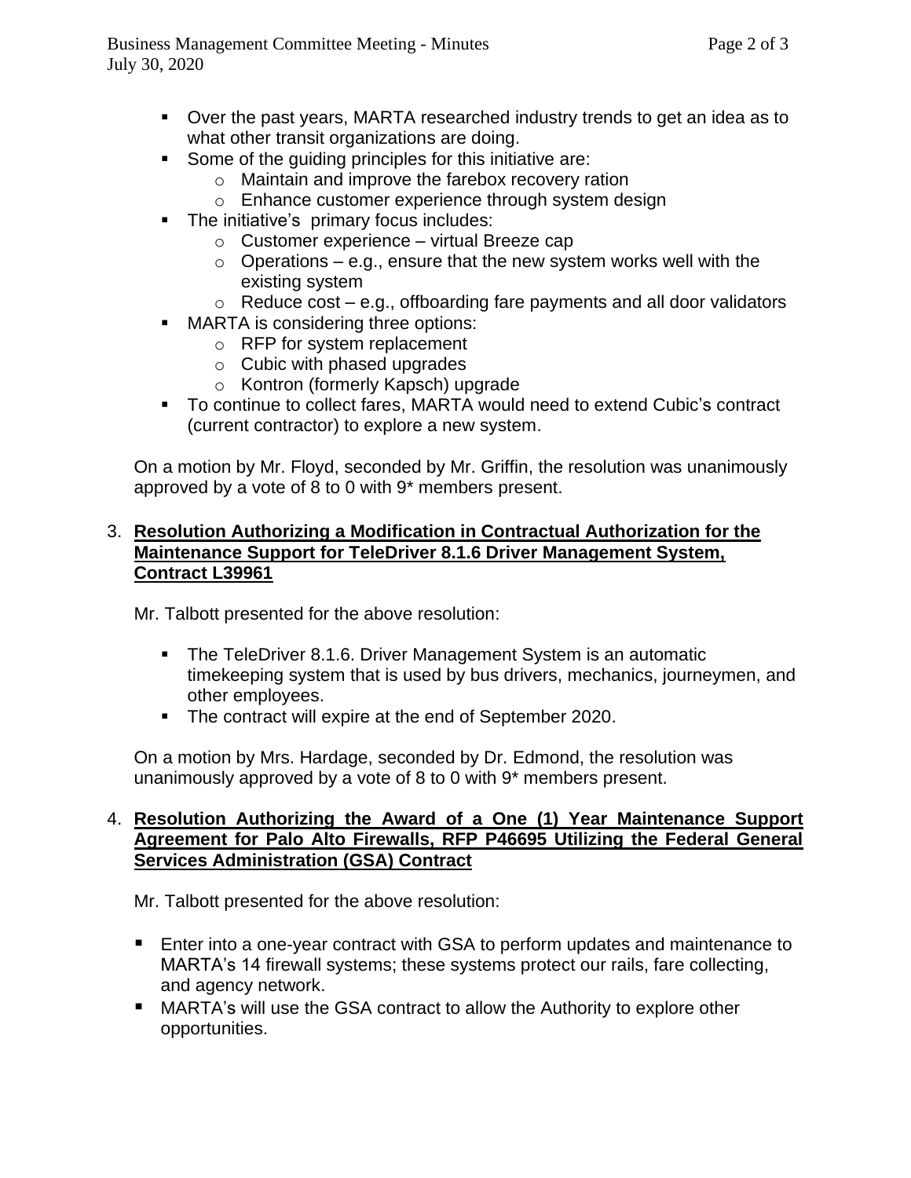- Over the past years, MARTA researched industry trends to get an idea as to what other transit organizations are doing.
- Some of the guiding principles for this initiative are:
  - Maintain and improve the farebox recovery ration
  - Enhance customer experience through system design
- The initiative's primary focus includes:
  - Customer experience – virtual Breeze cap
  - Operations – e.g., ensure that the new system works well with the existing system
  - Reduce cost – e.g., offboarding fare payments and all door validators
- MARTA is considering three options:
  - RFP for system replacement
  - Cubic with phased upgrades
  - Kontron (formerly Kapsch) upgrade
- To continue to collect fares, MARTA would need to extend Cubic's contract (current contractor) to explore a new system.

On a motion by Mr. Floyd, seconded by Mr. Griffin, the resolution was unanimously approved by a vote of 8 to 0 with 9* members present.

3. **Resolution Authorizing a Modification in Contractual Authorization for the Maintenance Support for TeleDriver 8.1.6 Driver Management System, Contract L39961**

Mr. Talbott presented for the above resolution:

- The TeleDriver 8.1.6. Driver Management System is an automatic timekeeping system that is used by bus drivers, mechanics, journeymen, and other employees.
- The contract will expire at the end of September 2020.

On a motion by Mrs. Hardage, seconded by Dr. Edmond, the resolution was unanimously approved by a vote of 8 to 0 with 9* members present.

4. **Resolution Authorizing the Award of a One (1) Year Maintenance Support Agreement for Palo Alto Firewalls, RFP P46695 Utilizing the Federal General Services Administration (GSA) Contract**

Mr. Talbott presented for the above resolution:

- Enter into a one-year contract with GSA to perform updates and maintenance to MARTA's 14 firewall systems; these systems protect our rails, fare collecting, and agency network.
- MARTA's will use the GSA contract to allow the Authority to explore other opportunities.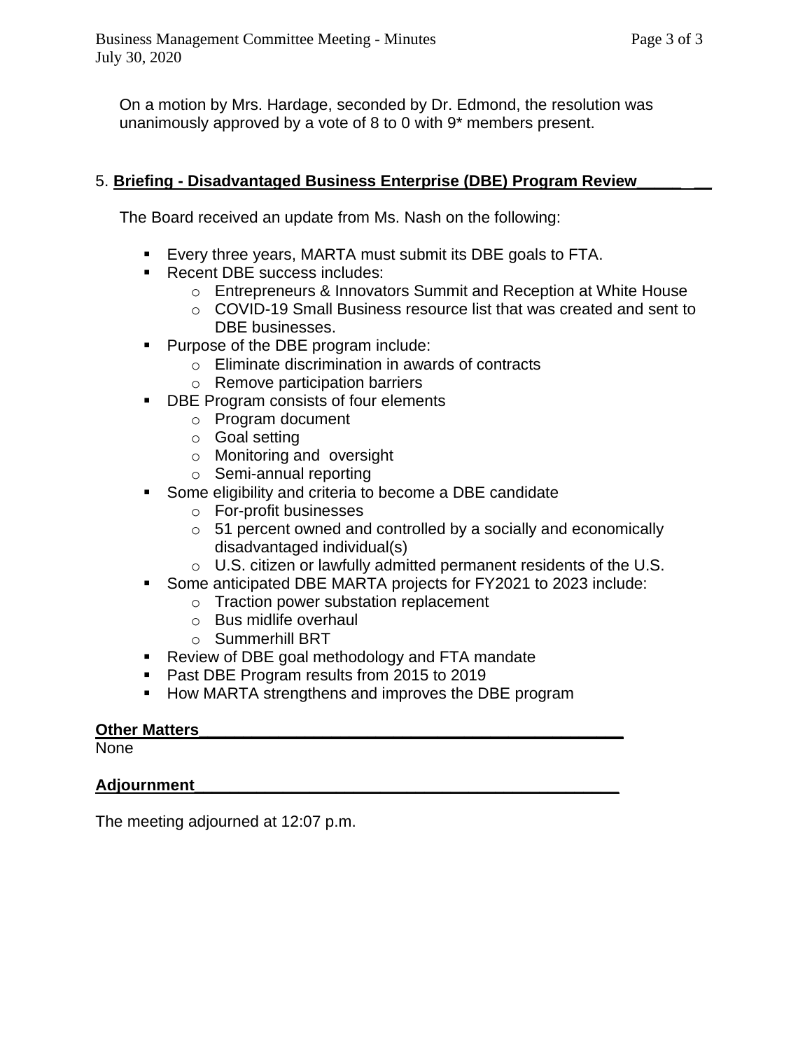On a motion by Mrs. Hardage, seconded by Dr. Edmond, the resolution was unanimously approved by a vote of 8 to 0 with 9* members present.

5. **Briefing - Disadvantaged Business Enterprise (DBE) Program Review**

The Board received an update from Ms. Nash on the following:

- Every three years, MARTA must submit its DBE goals to FTA.
- Recent DBE success includes:
  - Entrepreneurs & Innovators Summit and Reception at White House
  - COVID-19 Small Business resource list that was created and sent to DBE businesses.
- Purpose of the DBE program include:
  - Eliminate discrimination in awards of contracts
  - Remove participation barriers
- DBE Program consists of four elements
  - Program document
  - Goal setting
  - Monitoring and oversight
  - Semi-annual reporting
- Some eligibility and criteria to become a DBE candidate
  - For-profit businesses
  - 51 percent owned and controlled by a socially and economically disadvantaged individual(s)
  - U.S. citizen or lawfully admitted permanent residents of the U.S.
- Some anticipated DBE MARTA projects for FY2021 to 2023 include:
  - Traction power substation replacement
  - Bus midlife overhaul
  - Summerhill BRT
- Review of DBE goal methodology and FTA mandate
- Past DBE Program results from 2015 to 2019
- How MARTA strengthens and improves the DBE program

**Other Matters**

None

**Adjournment**

The meeting adjourned at 12:07 p.m.